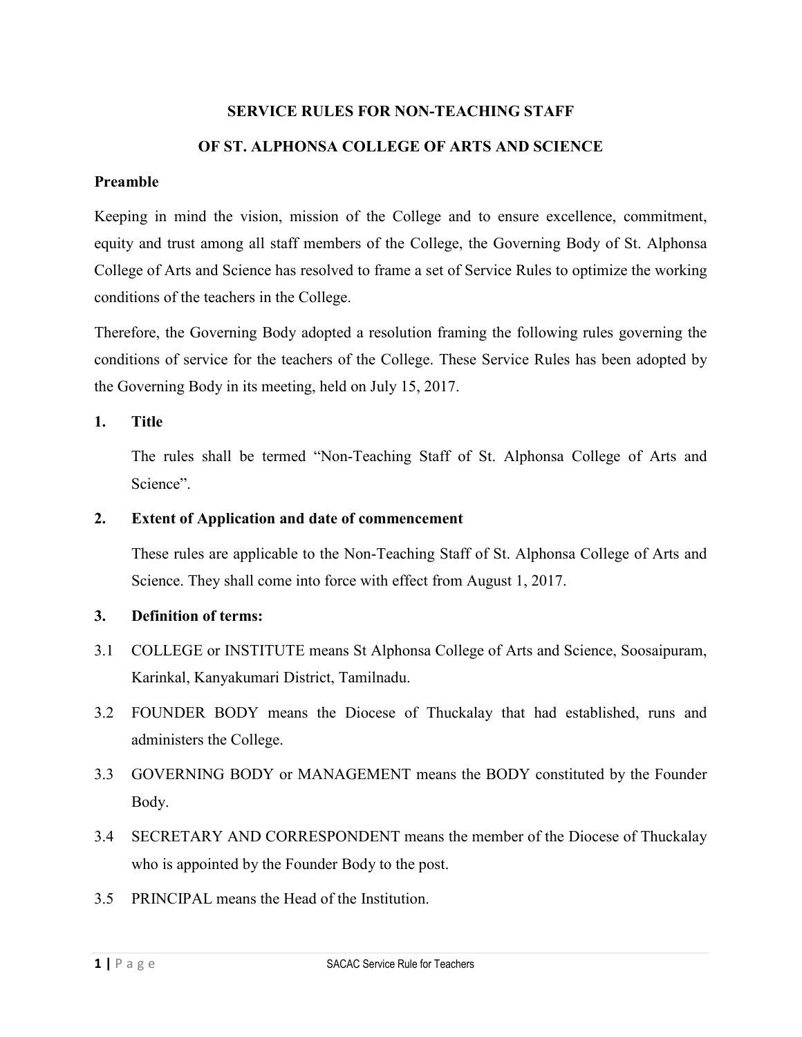# SERVICE RULES FOR NON-TEACHING STAFF

# OF ST. ALPHONSA COLLEGE OF ARTS AND SCIENCE

## Preamble

Keeping in mind the vision, mission of the College and to ensure excellence, commitment, equity and trust among all staff members of the College, the Governing Body of St. Alphonsa College of Arts and Science has resolved to frame a set of Service Rules to optimize the working conditions of the teachers in the College.

Therefore, the Governing Body adopted a resolution framing the following rules governing the conditions of service for the teachers of the College. These Service Rules has been adopted by the Governing Body in its meeting, held on July 15, 2017.

## 1. Title

The rules shall be termed "Non-Teaching Staff of St. Alphonsa College of Arts and Science".

## 2. Extent of Application and date of commencement

These rules are applicable to the Non-Teaching Staff of St. Alphonsa College of Arts and Science. They shall come into force with effect from August 1, 2017.

## 3. Definition of terms:

3.1 COLLEGE or INSTITUTE means St Alphonsa College of Arts and Science, Soosaipuram, Karinkal, Kanyakumari District, Tamilnadu.

3.2 FOUNDER BODY means the Diocese of Thuckalay that had established, runs and administers the College.

3.3 GOVERNING BODY or MANAGEMENT means the BODY constituted by the Founder Body.

3.4 SECRETARY AND CORRESPONDENT means the member of the Diocese of Thuckalay who is appointed by the Founder Body to the post.

3.5 PRINCIPAL means the Head of the Institution.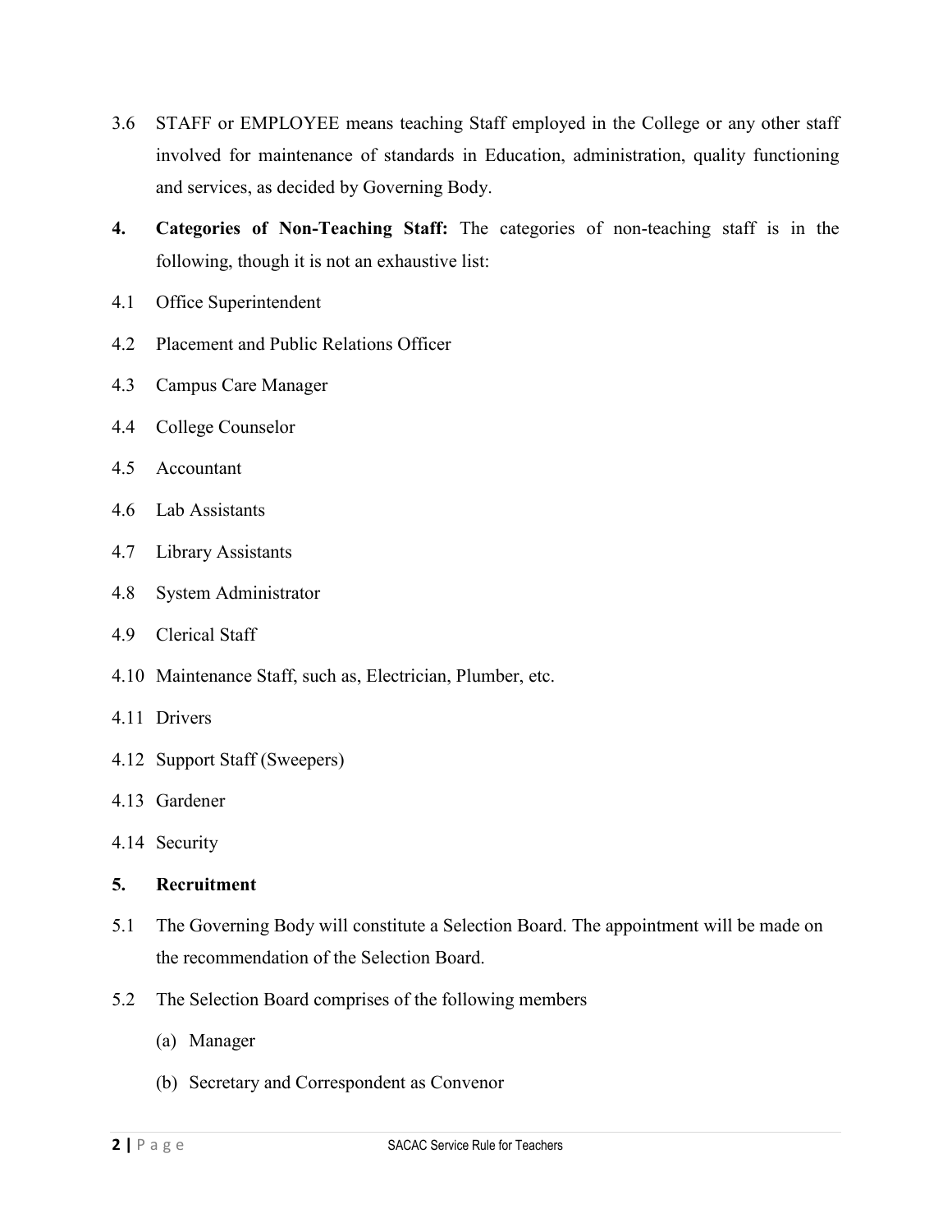3.6 STAFF or EMPLOYEE means teaching Staff employed in the College or any other staff involved for maintenance of standards in Education, administration, quality functioning and services, as decided by Governing Body.

**4. Categories of Non-Teaching Staff:** The categories of non-teaching staff is in the following, though it is not an exhaustive list:

4.1 Office Superintendent

4.2 Placement and Public Relations Officer

4.3 Campus Care Manager

4.4 College Counselor

4.5 Accountant

4.6 Lab Assistants

4.7 Library Assistants

4.8 System Administrator

4.9 Clerical Staff

4.10 Maintenance Staff, such as, Electrician, Plumber, etc.

4.11 Drivers

4.12 Support Staff (Sweepers)

4.13 Gardener

4.14 Security

**5. Recruitment**

5.1 The Governing Body will constitute a Selection Board. The appointment will be made on the recommendation of the Selection Board.

5.2 The Selection Board comprises of the following members

(a) Manager

(b) Secretary and Correspondent as Convenor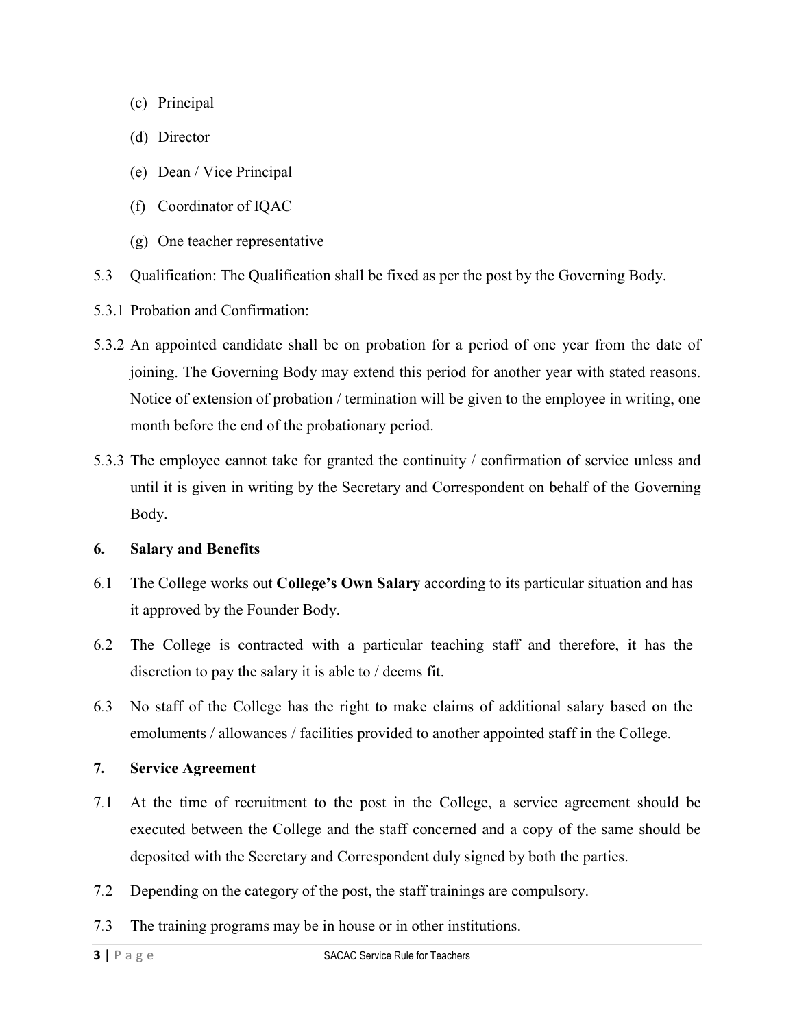(c) Principal

(d) Director

(e) Dean / Vice Principal

(f) Coordinator of IQAC

(g) One teacher representative

5.3 Qualification: The Qualification shall be fixed as per the post by the Governing Body.

5.3.1 Probation and Confirmation:

5.3.2 An appointed candidate shall be on probation for a period of one year from the date of joining. The Governing Body may extend this period for another year with stated reasons. Notice of extension of probation / termination will be given to the employee in writing, one month before the end of the probationary period.

5.3.3 The employee cannot take for granted the continuity / confirmation of service unless and until it is given in writing by the Secretary and Correspondent on behalf of the Governing Body.

## 6. Salary and Benefits

6.1 The College works out **College's Own Salary** according to its particular situation and has it approved by the Founder Body.

6.2 The College is contracted with a particular teaching staff and therefore, it has the discretion to pay the salary it is able to / deems fit.

6.3 No staff of the College has the right to make claims of additional salary based on the emoluments / allowances / facilities provided to another appointed staff in the College.

## 7. Service Agreement

7.1 At the time of recruitment to the post in the College, a service agreement should be executed between the College and the staff concerned and a copy of the same should be deposited with the Secretary and Correspondent duly signed by both the parties.

7.2 Depending on the category of the post, the staff trainings are compulsory.

7.3 The training programs may be in house or in other institutions.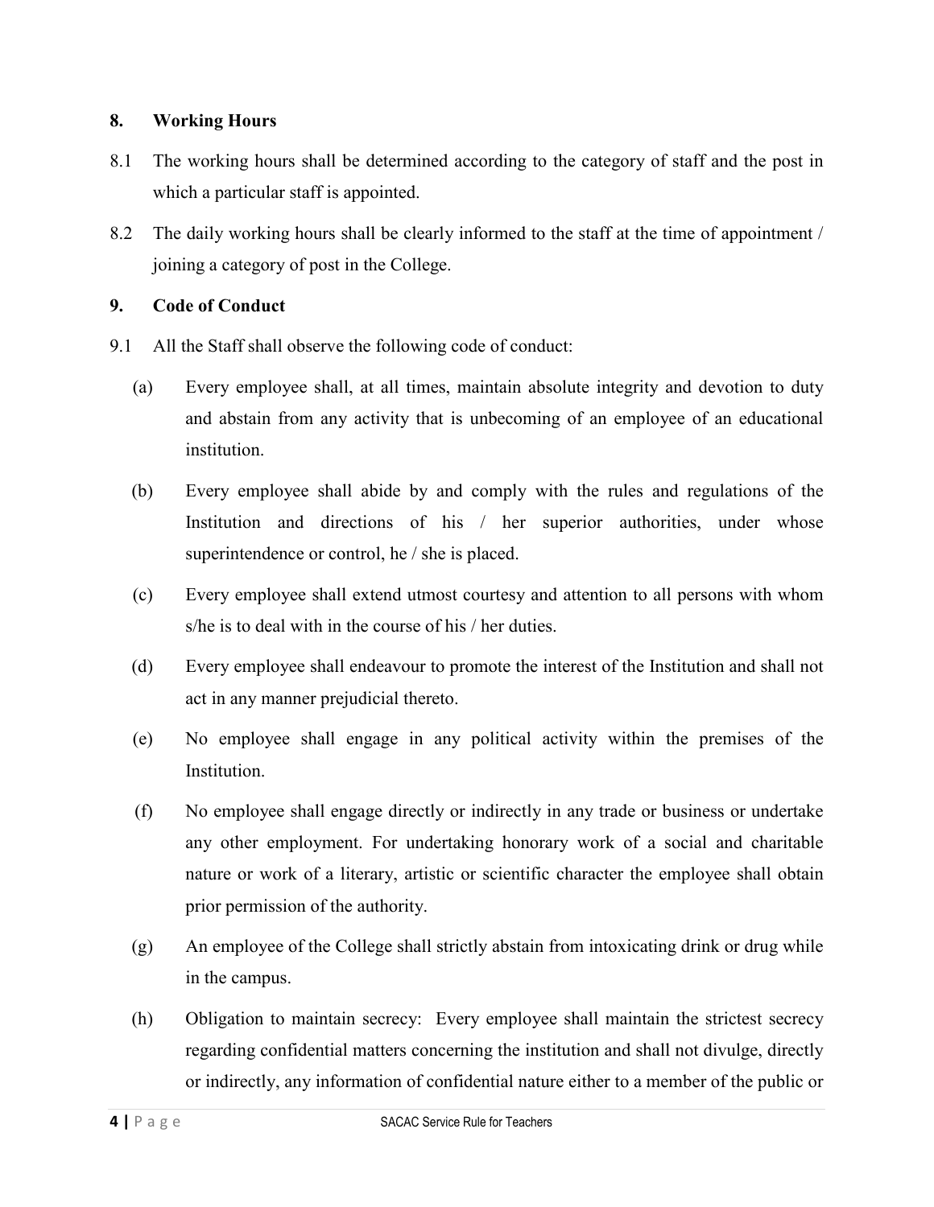## 8. Working Hours

8.1 The working hours shall be determined according to the category of staff and the post in which a particular staff is appointed.

8.2 The daily working hours shall be clearly informed to the staff at the time of appointment / joining a category of post in the College.

## 9. Code of Conduct

9.1 All the Staff shall observe the following code of conduct:

(a) Every employee shall, at all times, maintain absolute integrity and devotion to duty and abstain from any activity that is unbecoming of an employee of an educational institution.

(b) Every employee shall abide by and comply with the rules and regulations of the Institution and directions of his / her superior authorities, under whose superintendence or control, he / she is placed.

(c) Every employee shall extend utmost courtesy and attention to all persons with whom s/he is to deal with in the course of his / her duties.

(d) Every employee shall endeavour to promote the interest of the Institution and shall not act in any manner prejudicial thereto.

(e) No employee shall engage in any political activity within the premises of the Institution.

(f) No employee shall engage directly or indirectly in any trade or business or undertake any other employment. For undertaking honorary work of a social and charitable nature or work of a literary, artistic or scientific character the employee shall obtain prior permission of the authority.

(g) An employee of the College shall strictly abstain from intoxicating drink or drug while in the campus.

(h) Obligation to maintain secrecy: Every employee shall maintain the strictest secrecy regarding confidential matters concerning the institution and shall not divulge, directly or indirectly, any information of confidential nature either to a member of the public or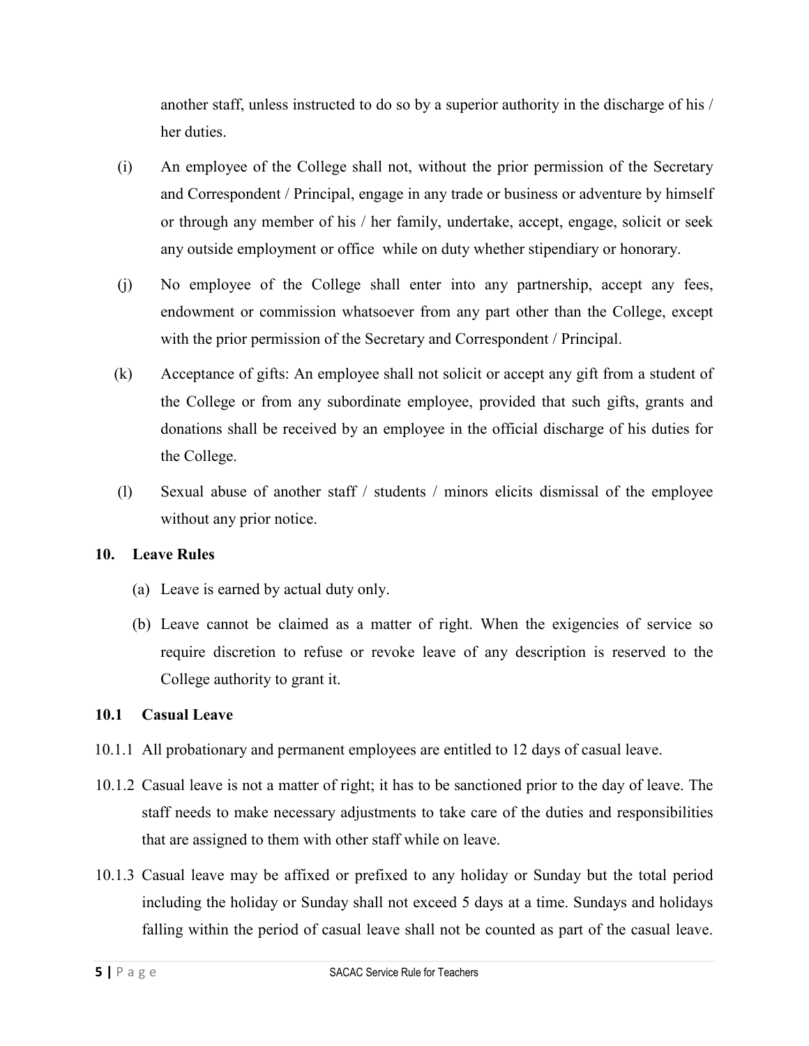another staff, unless instructed to do so by a superior authority in the discharge of his / her duties.

(i) An employee of the College shall not, without the prior permission of the Secretary and Correspondent / Principal, engage in any trade or business or adventure by himself or through any member of his / her family, undertake, accept, engage, solicit or seek any outside employment or office while on duty whether stipendiary or honorary.

(j) No employee of the College shall enter into any partnership, accept any fees, endowment or commission whatsoever from any part other than the College, except with the prior permission of the Secretary and Correspondent / Principal.

(k) Acceptance of gifts: An employee shall not solicit or accept any gift from a student of the College or from any subordinate employee, provided that such gifts, grants and donations shall be received by an employee in the official discharge of his duties for the College.

(l) Sexual abuse of another staff / students / minors elicits dismissal of the employee without any prior notice.

## 10. Leave Rules

(a) Leave is earned by actual duty only.

(b) Leave cannot be claimed as a matter of right. When the exigencies of service so require discretion to refuse or revoke leave of any description is reserved to the College authority to grant it.

### 10.1 Casual Leave

10.1.1 All probationary and permanent employees are entitled to 12 days of casual leave.

10.1.2 Casual leave is not a matter of right; it has to be sanctioned prior to the day of leave. The staff needs to make necessary adjustments to take care of the duties and responsibilities that are assigned to them with other staff while on leave.

10.1.3 Casual leave may be affixed or prefixed to any holiday or Sunday but the total period including the holiday or Sunday shall not exceed 5 days at a time. Sundays and holidays falling within the period of casual leave shall not be counted as part of the casual leave.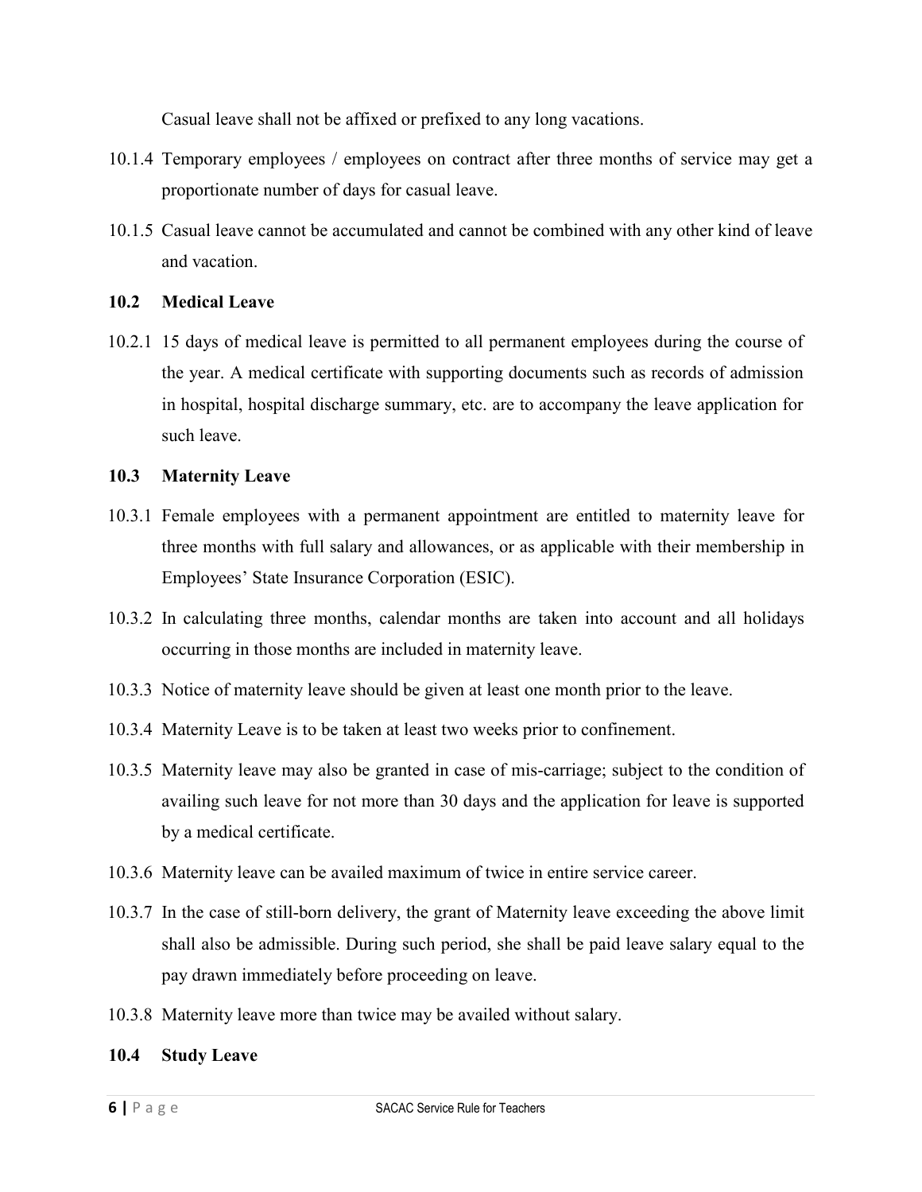Casual leave shall not be affixed or prefixed to any long vacations.

10.1.4 Temporary employees / employees on contract after three months of service may get a proportionate number of days for casual leave.

10.1.5 Casual leave cannot be accumulated and cannot be combined with any other kind of leave and vacation.

### 10.2 Medical Leave

10.2.1 15 days of medical leave is permitted to all permanent employees during the course of the year. A medical certificate with supporting documents such as records of admission in hospital, hospital discharge summary, etc. are to accompany the leave application for such leave.

### 10.3 Maternity Leave

10.3.1 Female employees with a permanent appointment are entitled to maternity leave for three months with full salary and allowances, or as applicable with their membership in Employees' State Insurance Corporation (ESIC).

10.3.2 In calculating three months, calendar months are taken into account and all holidays occurring in those months are included in maternity leave.

10.3.3 Notice of maternity leave should be given at least one month prior to the leave.

10.3.4 Maternity Leave is to be taken at least two weeks prior to confinement.

10.3.5 Maternity leave may also be granted in case of mis-carriage; subject to the condition of availing such leave for not more than 30 days and the application for leave is supported by a medical certificate.

10.3.6 Maternity leave can be availed maximum of twice in entire service career.

10.3.7 In the case of still-born delivery, the grant of Maternity leave exceeding the above limit shall also be admissible. During such period, she shall be paid leave salary equal to the pay drawn immediately before proceeding on leave.

10.3.8 Maternity leave more than twice may be availed without salary.

### 10.4 Study Leave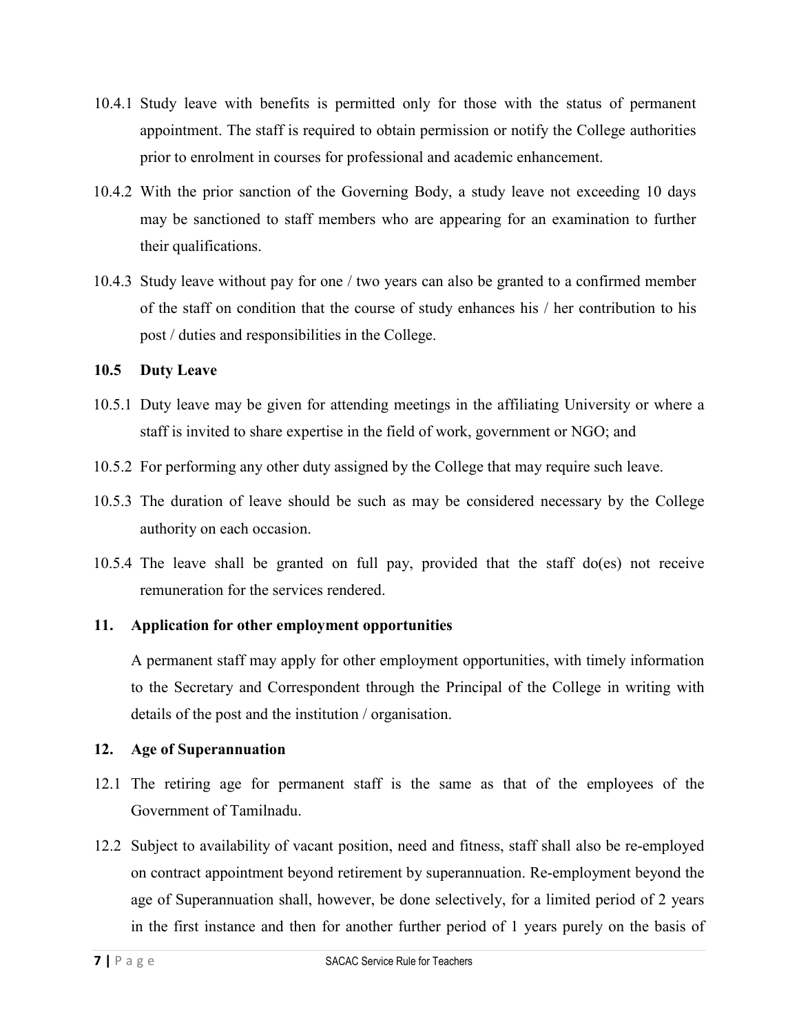10.4.1 Study leave with benefits is permitted only for those with the status of permanent appointment. The staff is required to obtain permission or notify the College authorities prior to enrolment in courses for professional and academic enhancement.

10.4.2 With the prior sanction of the Governing Body, a study leave not exceeding 10 days may be sanctioned to staff members who are appearing for an examination to further their qualifications.

10.4.3 Study leave without pay for one / two years can also be granted to a confirmed member of the staff on condition that the course of study enhances his / her contribution to his post / duties and responsibilities in the College.

**10.5 Duty Leave**

10.5.1 Duty leave may be given for attending meetings in the affiliating University or where a staff is invited to share expertise in the field of work, government or NGO; and

10.5.2 For performing any other duty assigned by the College that may require such leave.

10.5.3 The duration of leave should be such as may be considered necessary by the College authority on each occasion.

10.5.4 The leave shall be granted on full pay, provided that the staff do(es) not receive remuneration for the services rendered.

**11. Application for other employment opportunities**

A permanent staff may apply for other employment opportunities, with timely information to the Secretary and Correspondent through the Principal of the College in writing with details of the post and the institution / organisation.

**12. Age of Superannuation**

12.1 The retiring age for permanent staff is the same as that of the employees of the Government of Tamilnadu.

12.2 Subject to availability of vacant position, need and fitness, staff shall also be re-employed on contract appointment beyond retirement by superannuation. Re-employment beyond the age of Superannuation shall, however, be done selectively, for a limited period of 2 years in the first instance and then for another further period of 1 years purely on the basis of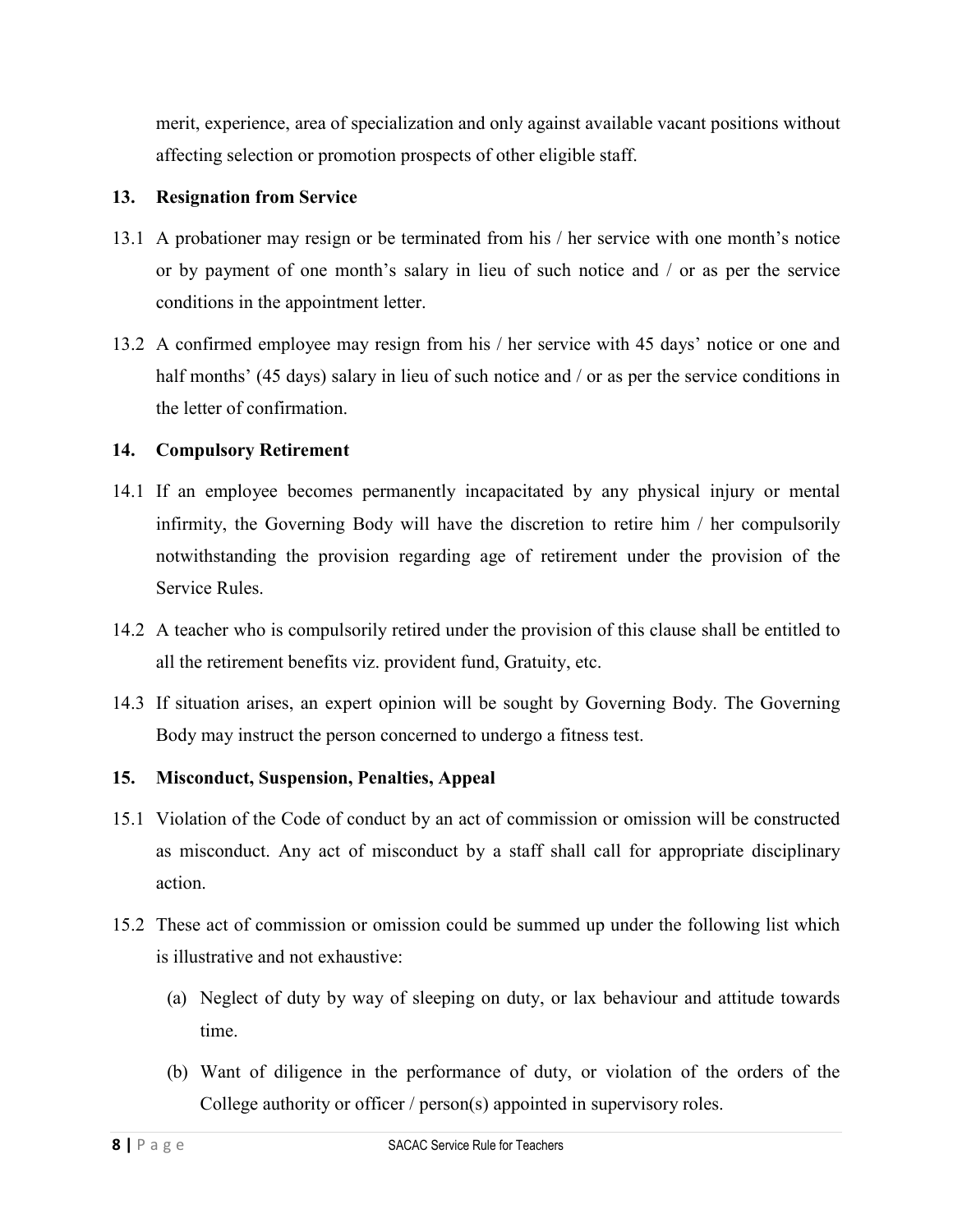merit, experience, area of specialization and only against available vacant positions without affecting selection or promotion prospects of other eligible staff.

## 13. Resignation from Service

13.1 A probationer may resign or be terminated from his / her service with one month's notice or by payment of one month's salary in lieu of such notice and / or as per the service conditions in the appointment letter.

13.2 A confirmed employee may resign from his / her service with 45 days' notice or one and half months' (45 days) salary in lieu of such notice and / or as per the service conditions in the letter of confirmation.

## 14. Compulsory Retirement

14.1 If an employee becomes permanently incapacitated by any physical injury or mental infirmity, the Governing Body will have the discretion to retire him / her compulsorily notwithstanding the provision regarding age of retirement under the provision of the Service Rules.

14.2 A teacher who is compulsorily retired under the provision of this clause shall be entitled to all the retirement benefits viz. provident fund, Gratuity, etc.

14.3 If situation arises, an expert opinion will be sought by Governing Body. The Governing Body may instruct the person concerned to undergo a fitness test.

## 15. Misconduct, Suspension, Penalties, Appeal

15.1 Violation of the Code of conduct by an act of commission or omission will be constructed as misconduct. Any act of misconduct by a staff shall call for appropriate disciplinary action.

15.2 These act of commission or omission could be summed up under the following list which is illustrative and not exhaustive:

(a) Neglect of duty by way of sleeping on duty, or lax behaviour and attitude towards time.

(b) Want of diligence in the performance of duty, or violation of the orders of the College authority or officer / person(s) appointed in supervisory roles.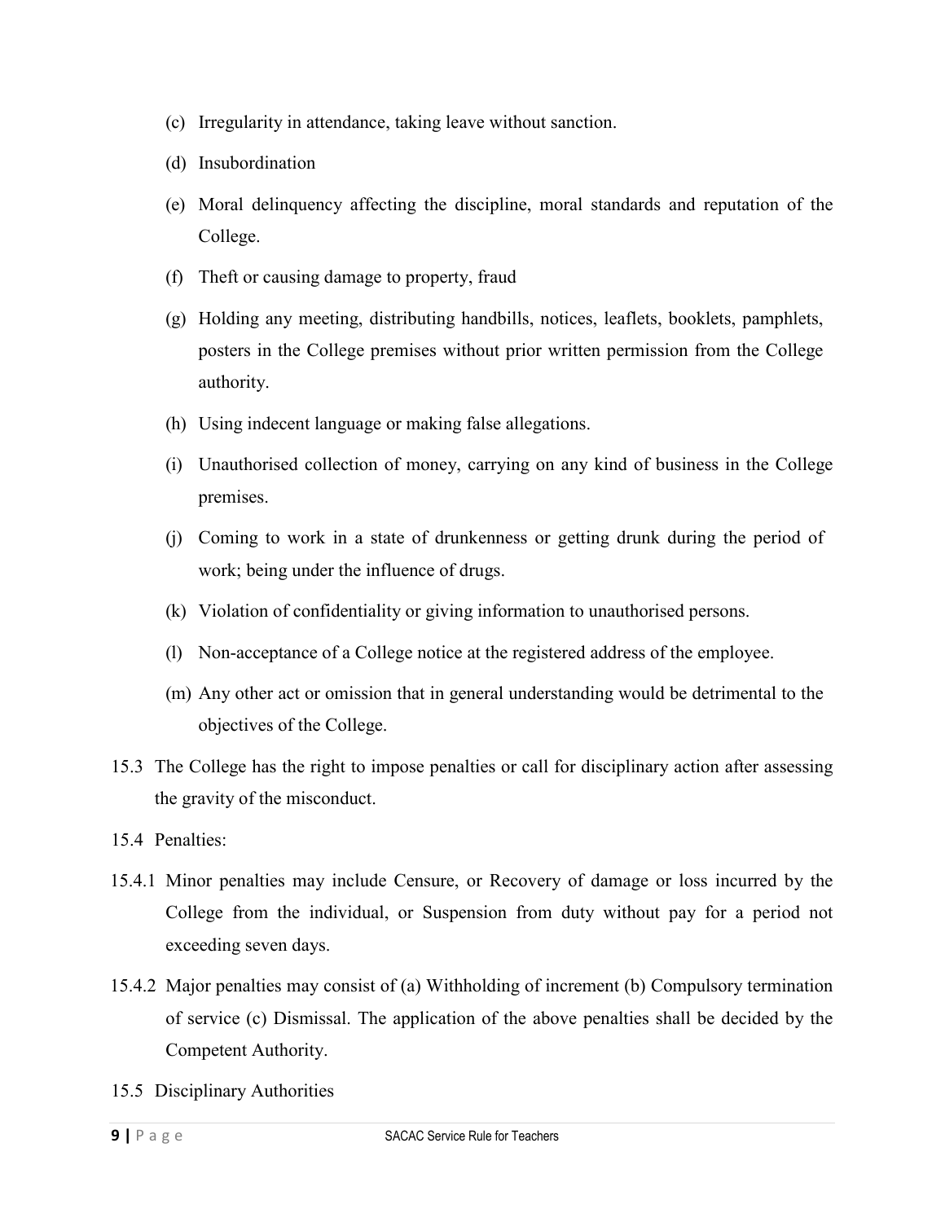(c) Irregularity in attendance, taking leave without sanction.

(d) Insubordination

(e) Moral delinquency affecting the discipline, moral standards and reputation of the College.

(f) Theft or causing damage to property, fraud

(g) Holding any meeting, distributing handbills, notices, leaflets, booklets, pamphlets, posters in the College premises without prior written permission from the College authority.

(h) Using indecent language or making false allegations.

(i) Unauthorised collection of money, carrying on any kind of business in the College premises.

(j) Coming to work in a state of drunkenness or getting drunk during the period of work; being under the influence of drugs.

(k) Violation of confidentiality or giving information to unauthorised persons.

(l) Non-acceptance of a College notice at the registered address of the employee.

(m) Any other act or omission that in general understanding would be detrimental to the objectives of the College.

15.3 The College has the right to impose penalties or call for disciplinary action after assessing the gravity of the misconduct.

15.4 Penalties:

15.4.1 Minor penalties may include Censure, or Recovery of damage or loss incurred by the College from the individual, or Suspension from duty without pay for a period not exceeding seven days.

15.4.2 Major penalties may consist of (a) Withholding of increment (b) Compulsory termination of service (c) Dismissal. The application of the above penalties shall be decided by the Competent Authority.

15.5 Disciplinary Authorities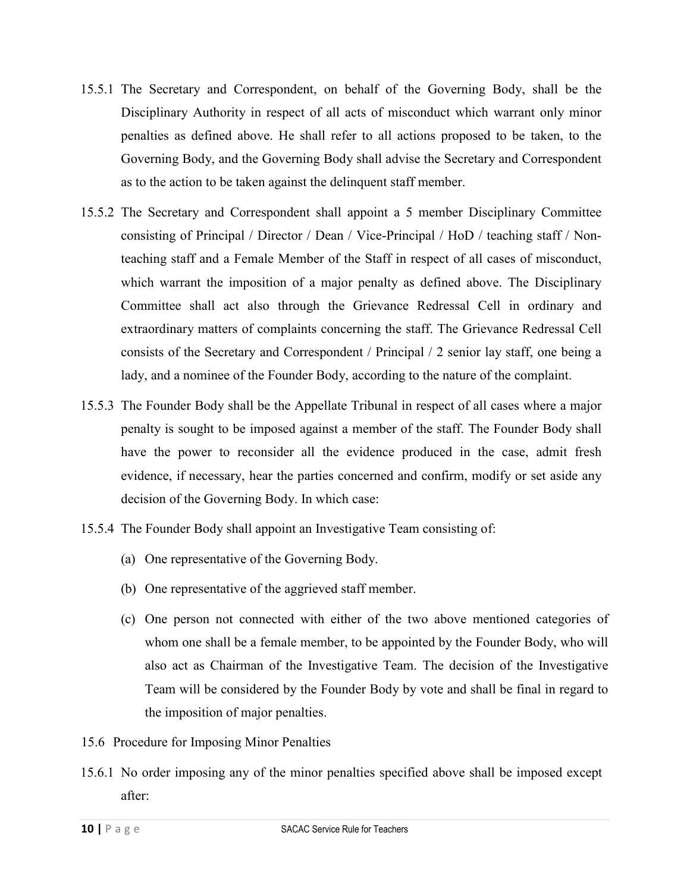15.5.1 The Secretary and Correspondent, on behalf of the Governing Body, shall be the Disciplinary Authority in respect of all acts of misconduct which warrant only minor penalties as defined above. He shall refer to all actions proposed to be taken, to the Governing Body, and the Governing Body shall advise the Secretary and Correspondent as to the action to be taken against the delinquent staff member.

15.5.2 The Secretary and Correspondent shall appoint a 5 member Disciplinary Committee consisting of Principal / Director / Dean / Vice-Principal / HoD / teaching staff / Non-teaching staff and a Female Member of the Staff in respect of all cases of misconduct, which warrant the imposition of a major penalty as defined above. The Disciplinary Committee shall act also through the Grievance Redressal Cell in ordinary and extraordinary matters of complaints concerning the staff. The Grievance Redressal Cell consists of the Secretary and Correspondent / Principal / 2 senior lay staff, one being a lady, and a nominee of the Founder Body, according to the nature of the complaint.

15.5.3 The Founder Body shall be the Appellate Tribunal in respect of all cases where a major penalty is sought to be imposed against a member of the staff. The Founder Body shall have the power to reconsider all the evidence produced in the case, admit fresh evidence, if necessary, hear the parties concerned and confirm, modify or set aside any decision of the Governing Body. In which case:

15.5.4 The Founder Body shall appoint an Investigative Team consisting of:

(a) One representative of the Governing Body.

(b) One representative of the aggrieved staff member.

(c) One person not connected with either of the two above mentioned categories of whom one shall be a female member, to be appointed by the Founder Body, who will also act as Chairman of the Investigative Team. The decision of the Investigative Team will be considered by the Founder Body by vote and shall be final in regard to the imposition of major penalties.

15.6 Procedure for Imposing Minor Penalties

15.6.1 No order imposing any of the minor penalties specified above shall be imposed except after: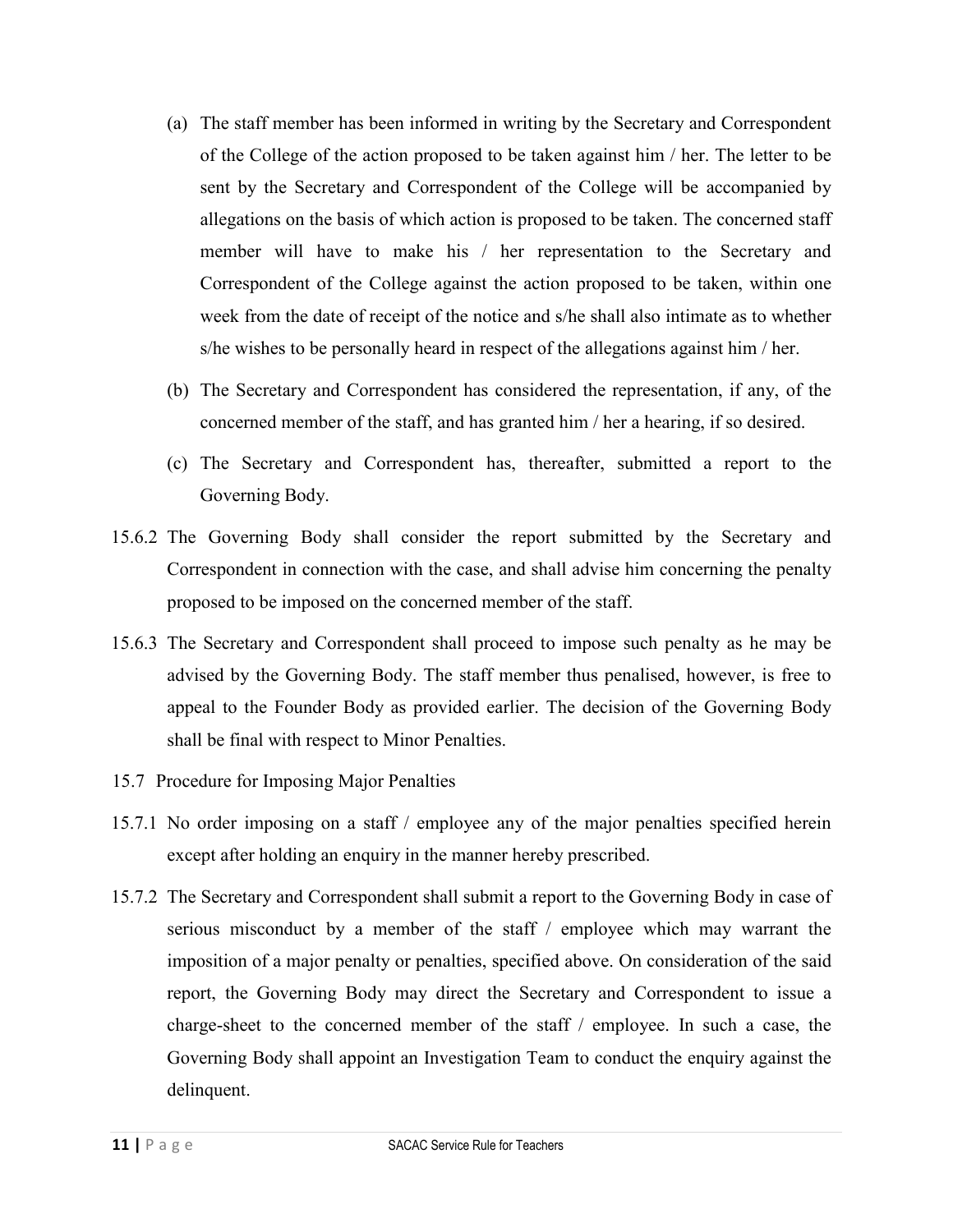(a) The staff member has been informed in writing by the Secretary and Correspondent of the College of the action proposed to be taken against him / her. The letter to be sent by the Secretary and Correspondent of the College will be accompanied by allegations on the basis of which action is proposed to be taken. The concerned staff member will have to make his / her representation to the Secretary and Correspondent of the College against the action proposed to be taken, within one week from the date of receipt of the notice and s/he shall also intimate as to whether s/he wishes to be personally heard in respect of the allegations against him / her.

(b) The Secretary and Correspondent has considered the representation, if any, of the concerned member of the staff, and has granted him / her a hearing, if so desired.

(c) The Secretary and Correspondent has, thereafter, submitted a report to the Governing Body.

15.6.2 The Governing Body shall consider the report submitted by the Secretary and Correspondent in connection with the case, and shall advise him concerning the penalty proposed to be imposed on the concerned member of the staff.

15.6.3 The Secretary and Correspondent shall proceed to impose such penalty as he may be advised by the Governing Body. The staff member thus penalised, however, is free to appeal to the Founder Body as provided earlier. The decision of the Governing Body shall be final with respect to Minor Penalties.

15.7 Procedure for Imposing Major Penalties

15.7.1 No order imposing on a staff / employee any of the major penalties specified herein except after holding an enquiry in the manner hereby prescribed.

15.7.2 The Secretary and Correspondent shall submit a report to the Governing Body in case of serious misconduct by a member of the staff / employee which may warrant the imposition of a major penalty or penalties, specified above. On consideration of the said report, the Governing Body may direct the Secretary and Correspondent to issue a charge-sheet to the concerned member of the staff / employee. In such a case, the Governing Body shall appoint an Investigation Team to conduct the enquiry against the delinquent.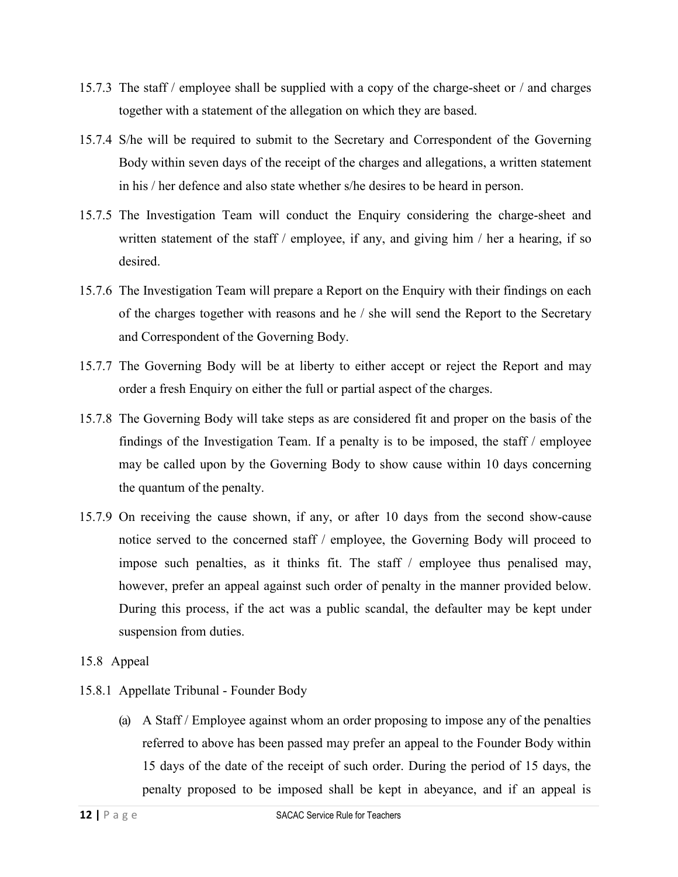15.7.3 The staff / employee shall be supplied with a copy of the charge-sheet or / and charges together with a statement of the allegation on which they are based.

15.7.4 S/he will be required to submit to the Secretary and Correspondent of the Governing Body within seven days of the receipt of the charges and allegations, a written statement in his / her defence and also state whether s/he desires to be heard in person.

15.7.5 The Investigation Team will conduct the Enquiry considering the charge-sheet and written statement of the staff / employee, if any, and giving him / her a hearing, if so desired.

15.7.6 The Investigation Team will prepare a Report on the Enquiry with their findings on each of the charges together with reasons and he / she will send the Report to the Secretary and Correspondent of the Governing Body.

15.7.7 The Governing Body will be at liberty to either accept or reject the Report and may order a fresh Enquiry on either the full or partial aspect of the charges.

15.7.8 The Governing Body will take steps as are considered fit and proper on the basis of the findings of the Investigation Team. If a penalty is to be imposed, the staff / employee may be called upon by the Governing Body to show cause within 10 days concerning the quantum of the penalty.

15.7.9 On receiving the cause shown, if any, or after 10 days from the second show-cause notice served to the concerned staff / employee, the Governing Body will proceed to impose such penalties, as it thinks fit. The staff / employee thus penalised may, however, prefer an appeal against such order of penalty in the manner provided below. During this process, if the act was a public scandal, the defaulter may be kept under suspension from duties.

15.8 Appeal

15.8.1 Appellate Tribunal - Founder Body

(a) A Staff / Employee against whom an order proposing to impose any of the penalties referred to above has been passed may prefer an appeal to the Founder Body within 15 days of the date of the receipt of such order. During the period of 15 days, the penalty proposed to be imposed shall be kept in abeyance, and if an appeal is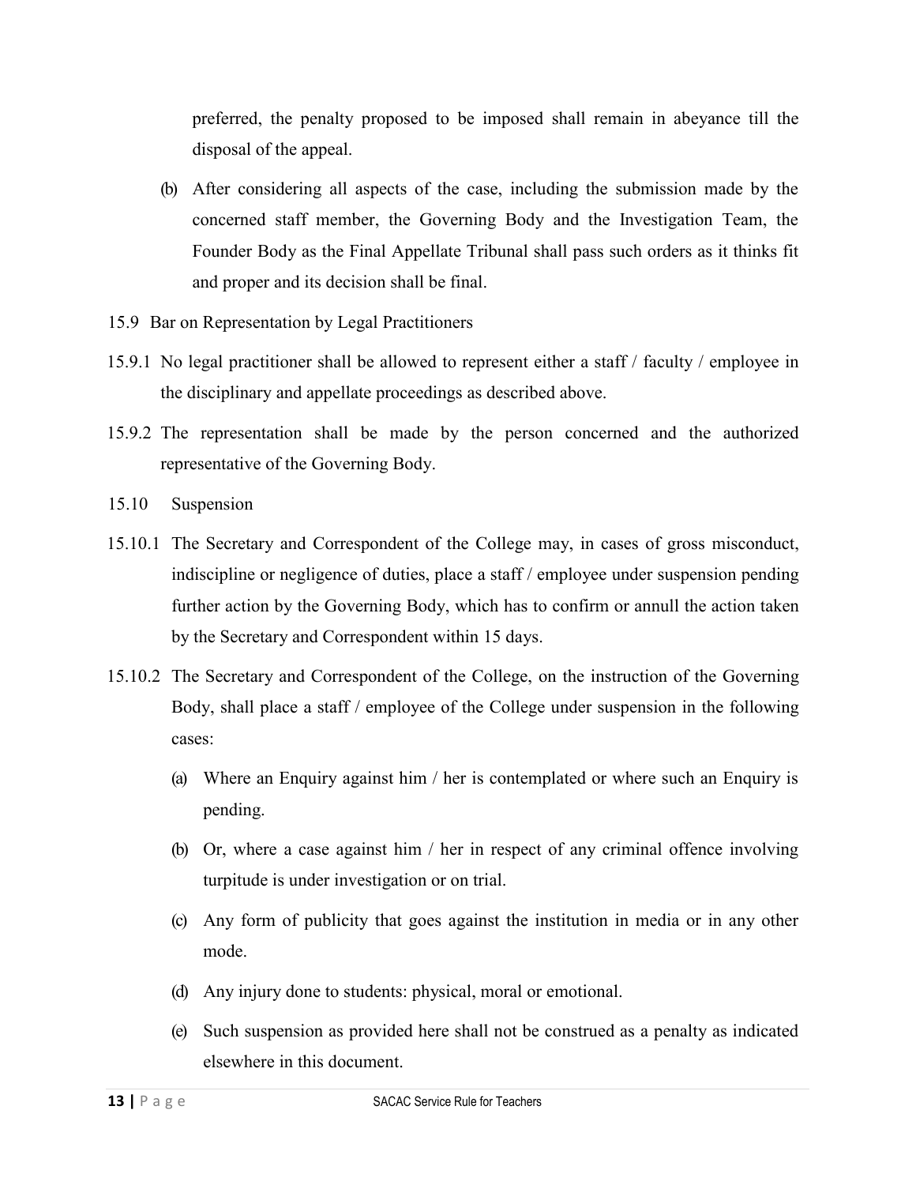preferred, the penalty proposed to be imposed shall remain in abeyance till the disposal of the appeal.

(b) After considering all aspects of the case, including the submission made by the concerned staff member, the Governing Body and the Investigation Team, the Founder Body as the Final Appellate Tribunal shall pass such orders as it thinks fit and proper and its decision shall be final.

15.9 Bar on Representation by Legal Practitioners

15.9.1 No legal practitioner shall be allowed to represent either a staff / faculty / employee in the disciplinary and appellate proceedings as described above.

15.9.2 The representation shall be made by the person concerned and the authorized representative of the Governing Body.

15.10 Suspension

15.10.1 The Secretary and Correspondent of the College may, in cases of gross misconduct, indiscipline or negligence of duties, place a staff / employee under suspension pending further action by the Governing Body, which has to confirm or annull the action taken by the Secretary and Correspondent within 15 days.

15.10.2 The Secretary and Correspondent of the College, on the instruction of the Governing Body, shall place a staff / employee of the College under suspension in the following cases:

(a) Where an Enquiry against him / her is contemplated or where such an Enquiry is pending.

(b) Or, where a case against him / her in respect of any criminal offence involving turpitude is under investigation or on trial.

(c) Any form of publicity that goes against the institution in media or in any other mode.

(d) Any injury done to students: physical, moral or emotional.

(e) Such suspension as provided here shall not be construed as a penalty as indicated elsewhere in this document.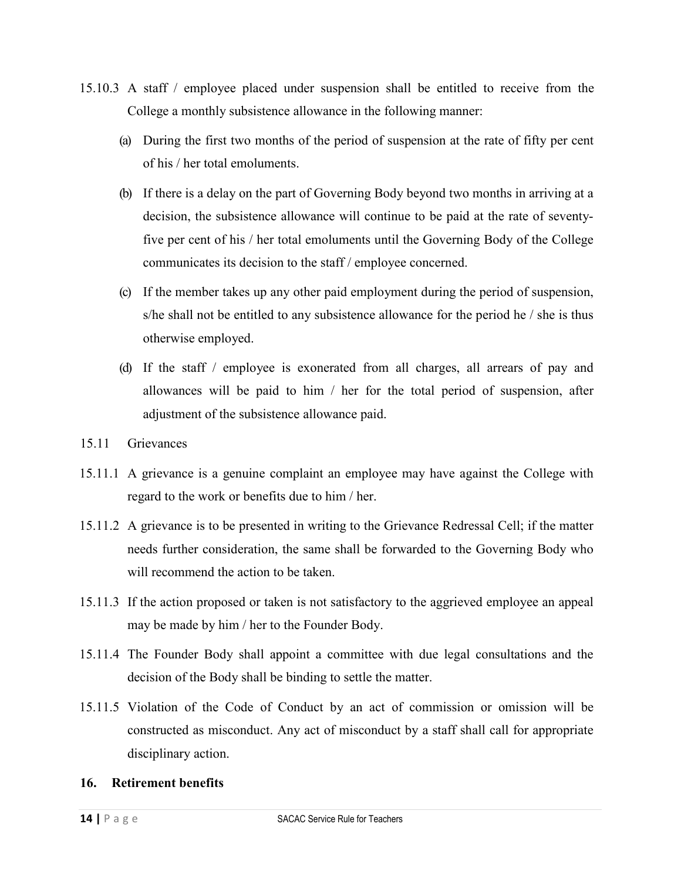15.10.3 A staff / employee placed under suspension shall be entitled to receive from the College a monthly subsistence allowance in the following manner:

(a) During the first two months of the period of suspension at the rate of fifty per cent of his / her total emoluments.

(b) If there is a delay on the part of Governing Body beyond two months in arriving at a decision, the subsistence allowance will continue to be paid at the rate of seventy-five per cent of his / her total emoluments until the Governing Body of the College communicates its decision to the staff / employee concerned.

(c) If the member takes up any other paid employment during the period of suspension, s/he shall not be entitled to any subsistence allowance for the period he / she is thus otherwise employed.

(d) If the staff / employee is exonerated from all charges, all arrears of pay and allowances will be paid to him / her for the total period of suspension, after adjustment of the subsistence allowance paid.

15.11 Grievances

15.11.1 A grievance is a genuine complaint an employee may have against the College with regard to the work or benefits due to him / her.

15.11.2 A grievance is to be presented in writing to the Grievance Redressal Cell; if the matter needs further consideration, the same shall be forwarded to the Governing Body who will recommend the action to be taken.

15.11.3 If the action proposed or taken is not satisfactory to the aggrieved employee an appeal may be made by him / her to the Founder Body.

15.11.4 The Founder Body shall appoint a committee with due legal consultations and the decision of the Body shall be binding to settle the matter.

15.11.5 Violation of the Code of Conduct by an act of commission or omission will be constructed as misconduct. Any act of misconduct by a staff shall call for appropriate disciplinary action.

## 16. Retirement benefits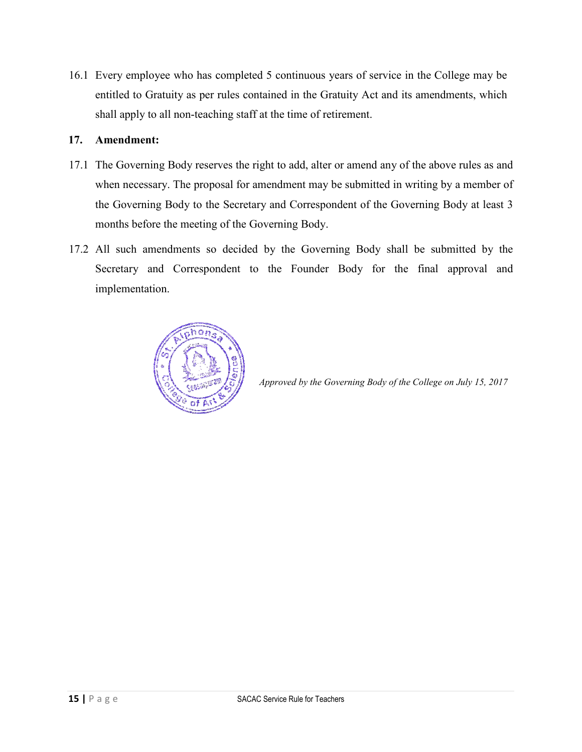16.1 Every employee who has completed 5 continuous years of service in the College may be entitled to Gratuity as per rules contained in the Gratuity Act and its amendments, which shall apply to all non-teaching staff at the time of retirement.

**17. Amendment:**

17.1 The Governing Body reserves the right to add, alter or amend any of the above rules as and when necessary. The proposal for amendment may be submitted in writing by a member of the Governing Body to the Secretary and Correspondent of the Governing Body at least 3 months before the meeting of the Governing Body.

17.2 All such amendments so decided by the Governing Body shall be submitted by the Secretary and Correspondent to the Founder Body for the final approval and implementation.

*Approved by the Governing Body of the College on July 15, 2017*